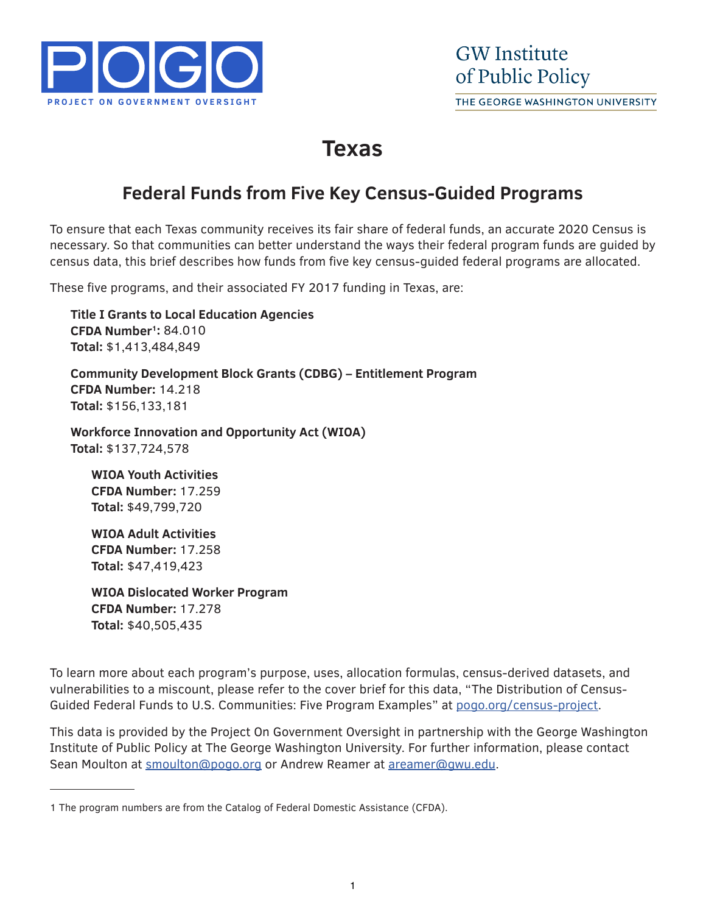POGO

PROJECT ON GOVERNMENT OVERSIGHT

GW Institute of Public Policy

THE GEORGE WASHINGTON UNIVERSITY

# Texas

## Federal Funds from Five Key Census-Guided Programs

To ensure that each Texas community receives its fair share of federal funds, an accurate 2020 Census is necessary. So that communities can better understand the ways their federal program funds are guided by census data, this brief describes how funds from five key census-guided federal programs are allocated.

These five programs, and their associated FY 2017 funding in Texas, are:

**Title I Grants to Local Education Agencies**
**CFDA Number[1]:** 84.010
**Total:** $1,413,484,849

**Community Development Block Grants (CDBG) – Entitlement Program**
**CFDA Number:** 14.218
**Total:** $156,133,181

**Workforce Innovation and Opportunity Act (WIOA)**
**Total:** $137,724,578

**WIOA Youth Activities**
**CFDA Number:** 17.259
**Total:** $49,799,720

**WIOA Adult Activities**
**CFDA Number:** 17.258
**Total:** $47,419,423

**WIOA Dislocated Worker Program**
**CFDA Number:** 17.278
**Total:** $40,505,435

To learn more about each program's purpose, uses, allocation formulas, census-derived datasets, and vulnerabilities to a miscount, please refer to the cover brief for this data, "The Distribution of Census-Guided Federal Funds to U.S. Communities: Five Program Examples" at [pogo.org/census-project](pogo.org/census-project).

This data is provided by the Project On Government Oversight in partnership with the George Washington Institute of Public Policy at The George Washington University. For further information, please contact Sean Moulton at [smoulton@pogo.org](mailto:smoulton@pogo.org) or Andrew Reamer at [areamer@gwu.edu](mailto:areamer@gwu.edu).

---

1 The program numbers are from the Catalog of Federal Domestic Assistance (CFDA).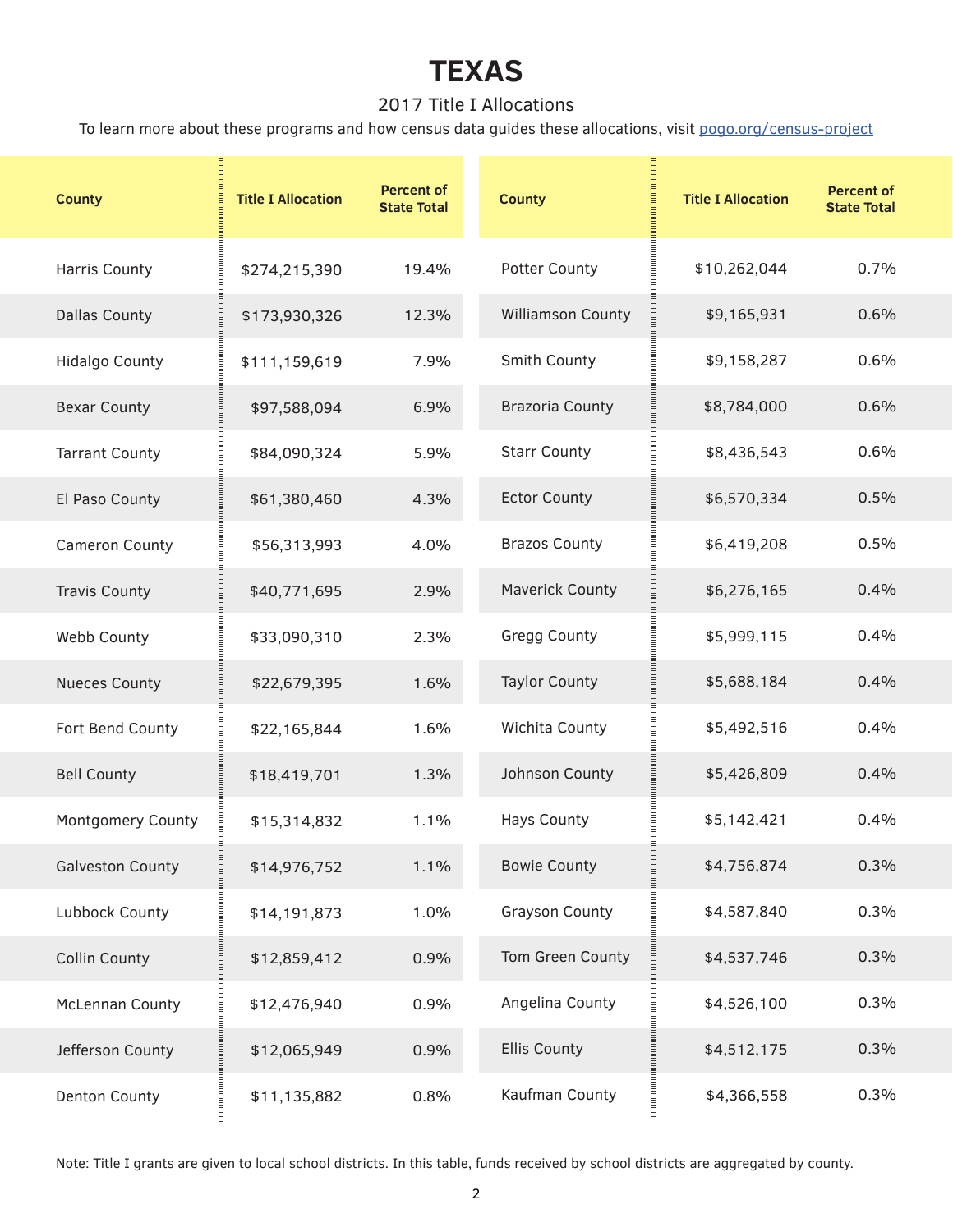# TEXAS

2017 Title I Allocations

To learn more about these programs and how census data guides these allocations, visit pogo.org/census-project

| County | Title I Allocation | Percent of State Total |
|---|---|---|
| Harris County | $274,215,390 | 19.4% |
| Dallas County | $173,930,326 | 12.3% |
| Hidalgo County | $111,159,619 | 7.9% |
| Bexar County | $97,588,094 | 6.9% |
| Tarrant County | $84,090,324 | 5.9% |
| El Paso County | $61,380,460 | 4.3% |
| Cameron County | $56,313,993 | 4.0% |
| Travis County | $40,771,695 | 2.9% |
| Webb County | $33,090,310 | 2.3% |
| Nueces County | $22,679,395 | 1.6% |
| Fort Bend County | $22,165,844 | 1.6% |
| Bell County | $18,419,701 | 1.3% |
| Montgomery County | $15,314,832 | 1.1% |
| Galveston County | $14,976,752 | 1.1% |
| Lubbock County | $14,191,873 | 1.0% |
| Collin County | $12,859,412 | 0.9% |
| McLennan County | $12,476,940 | 0.9% |
| Jefferson County | $12,065,949 | 0.9% |
| Denton County | $11,135,882 | 0.8% |
| Potter County | $10,262,044 | 0.7% |
| Williamson County | $9,165,931 | 0.6% |
| Smith County | $9,158,287 | 0.6% |
| Brazoria County | $8,784,000 | 0.6% |
| Starr County | $8,436,543 | 0.6% |
| Ector County | $6,570,334 | 0.5% |
| Brazos County | $6,419,208 | 0.5% |
| Maverick County | $6,276,165 | 0.4% |
| Gregg County | $5,999,115 | 0.4% |
| Taylor County | $5,688,184 | 0.4% |
| Wichita County | $5,492,516 | 0.4% |
| Johnson County | $5,426,809 | 0.4% |
| Hays County | $5,142,421 | 0.4% |
| Bowie County | $4,756,874 | 0.3% |
| Grayson County | $4,587,840 | 0.3% |
| Tom Green County | $4,537,746 | 0.3% |
| Angelina County | $4,526,100 | 0.3% |
| Ellis County | $4,512,175 | 0.3% |
| Kaufman County | $4,366,558 | 0.3% |

Note: Title I grants are given to local school districts. In this table, funds received by school districts are aggregated by county.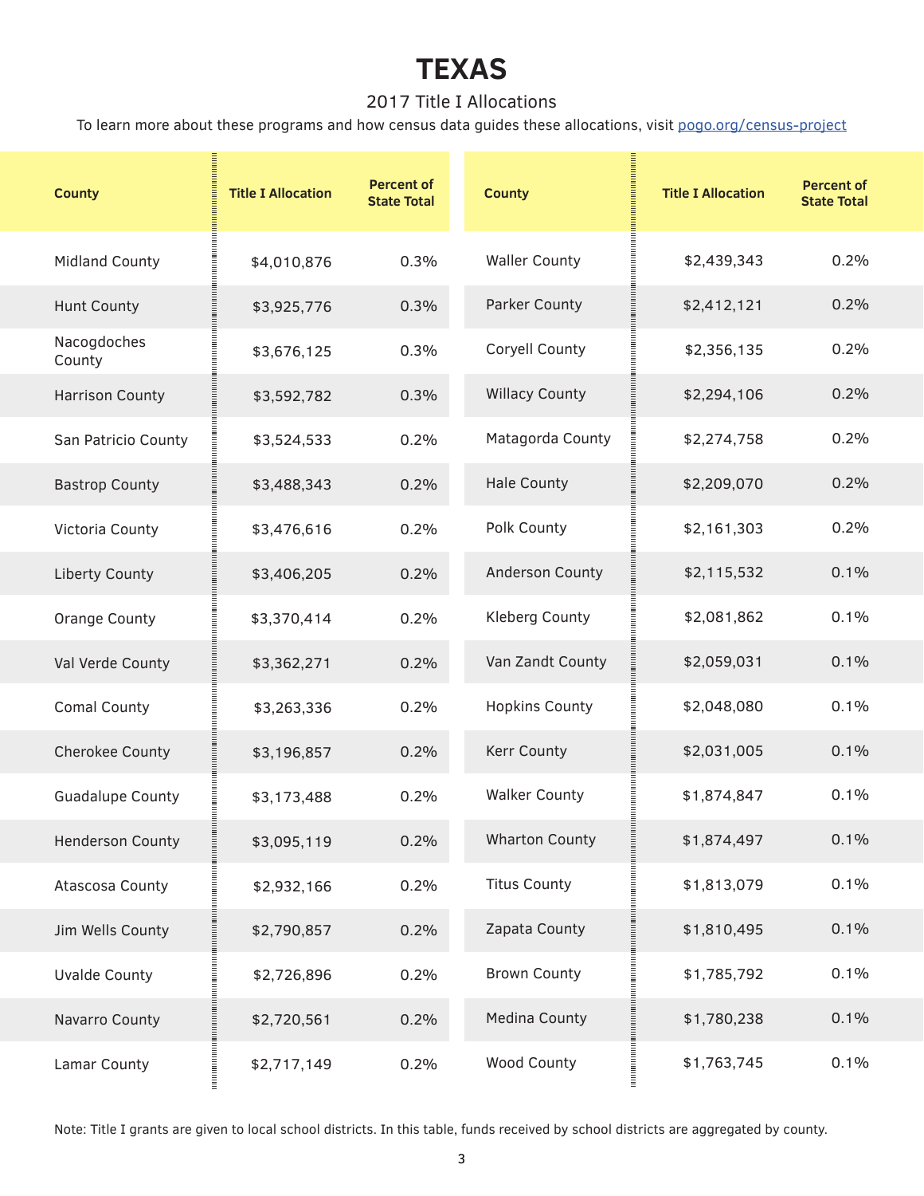# TEXAS

2017 Title I Allocations

To learn more about these programs and how census data guides these allocations, visit pogo.org/census-project

| County | Title I Allocation | Percent of State Total |
|---|---|---|
| Midland County | $4,010,876 | 0.3% |
| Hunt County | $3,925,776 | 0.3% |
| Nacogdoches County | $3,676,125 | 0.3% |
| Harrison County | $3,592,782 | 0.3% |
| San Patricio County | $3,524,533 | 0.2% |
| Bastrop County | $3,488,343 | 0.2% |
| Victoria County | $3,476,616 | 0.2% |
| Liberty County | $3,406,205 | 0.2% |
| Orange County | $3,370,414 | 0.2% |
| Val Verde County | $3,362,271 | 0.2% |
| Comal County | $3,263,336 | 0.2% |
| Cherokee County | $3,196,857 | 0.2% |
| Guadalupe County | $3,173,488 | 0.2% |
| Henderson County | $3,095,119 | 0.2% |
| Atascosa County | $2,932,166 | 0.2% |
| Jim Wells County | $2,790,857 | 0.2% |
| Uvalde County | $2,726,896 | 0.2% |
| Navarro County | $2,720,561 | 0.2% |
| Lamar County | $2,717,149 | 0.2% |
| Waller County | $2,439,343 | 0.2% |
| Parker County | $2,412,121 | 0.2% |
| Coryell County | $2,356,135 | 0.2% |
| Willacy County | $2,294,106 | 0.2% |
| Matagorda County | $2,274,758 | 0.2% |
| Hale County | $2,209,070 | 0.2% |
| Polk County | $2,161,303 | 0.2% |
| Anderson County | $2,115,532 | 0.1% |
| Kleberg County | $2,081,862 | 0.1% |
| Van Zandt County | $2,059,031 | 0.1% |
| Hopkins County | $2,048,080 | 0.1% |
| Kerr County | $2,031,005 | 0.1% |
| Walker County | $1,874,847 | 0.1% |
| Wharton County | $1,874,497 | 0.1% |
| Titus County | $1,813,079 | 0.1% |
| Zapata County | $1,810,495 | 0.1% |
| Brown County | $1,785,792 | 0.1% |
| Medina County | $1,780,238 | 0.1% |
| Wood County | $1,763,745 | 0.1% |

Note: Title I grants are given to local school districts. In this table, funds received by school districts are aggregated by county.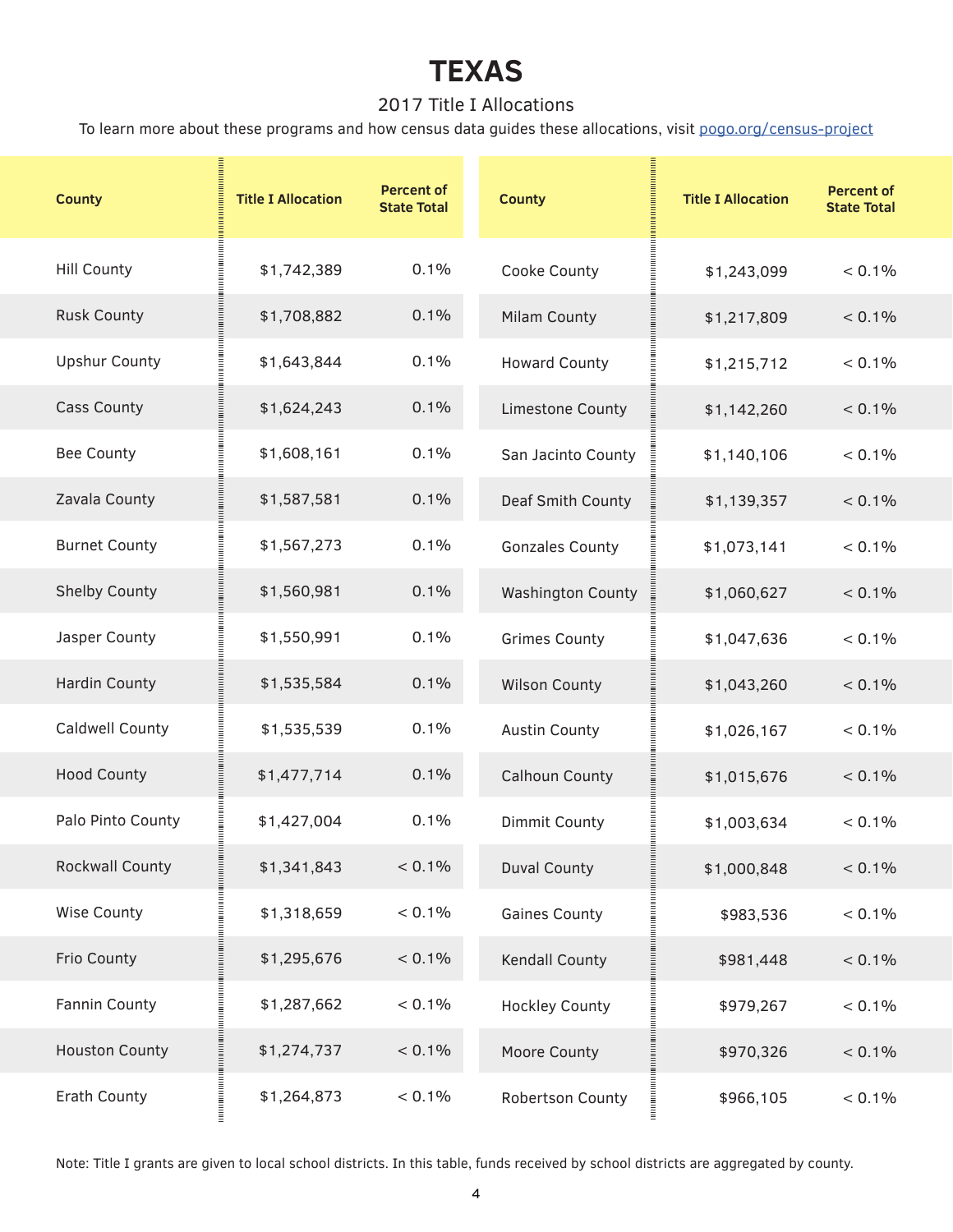# TEXAS

2017 Title I Allocations

To learn more about these programs and how census data guides these allocations, visit pogo.org/census-project

| County | Title I Allocation | Percent of State Total |
|---|---|---|
| Hill County | $1,742,389 | 0.1% |
| Rusk County | $1,708,882 | 0.1% |
| Upshur County | $1,643,844 | 0.1% |
| Cass County | $1,624,243 | 0.1% |
| Bee County | $1,608,161 | 0.1% |
| Zavala County | $1,587,581 | 0.1% |
| Burnet County | $1,567,273 | 0.1% |
| Shelby County | $1,560,981 | 0.1% |
| Jasper County | $1,550,991 | 0.1% |
| Hardin County | $1,535,584 | 0.1% |
| Caldwell County | $1,535,539 | 0.1% |
| Hood County | $1,477,714 | 0.1% |
| Palo Pinto County | $1,427,004 | 0.1% |
| Rockwall County | $1,341,843 | < 0.1% |
| Wise County | $1,318,659 | < 0.1% |
| Frio County | $1,295,676 | < 0.1% |
| Fannin County | $1,287,662 | < 0.1% |
| Houston County | $1,274,737 | < 0.1% |
| Erath County | $1,264,873 | < 0.1% |
| Cooke County | $1,243,099 | < 0.1% |
| Milam County | $1,217,809 | < 0.1% |
| Howard County | $1,215,712 | < 0.1% |
| Limestone County | $1,142,260 | < 0.1% |
| San Jacinto County | $1,140,106 | < 0.1% |
| Deaf Smith County | $1,139,357 | < 0.1% |
| Gonzales County | $1,073,141 | < 0.1% |
| Washington County | $1,060,627 | < 0.1% |
| Grimes County | $1,047,636 | < 0.1% |
| Wilson County | $1,043,260 | < 0.1% |
| Austin County | $1,026,167 | < 0.1% |
| Calhoun County | $1,015,676 | < 0.1% |
| Dimmit County | $1,003,634 | < 0.1% |
| Duval County | $1,000,848 | < 0.1% |
| Gaines County | $983,536 | < 0.1% |
| Kendall County | $981,448 | < 0.1% |
| Hockley County | $979,267 | < 0.1% |
| Moore County | $970,326 | < 0.1% |
| Robertson County | $966,105 | < 0.1% |

Note: Title I grants are given to local school districts. In this table, funds received by school districts are aggregated by county.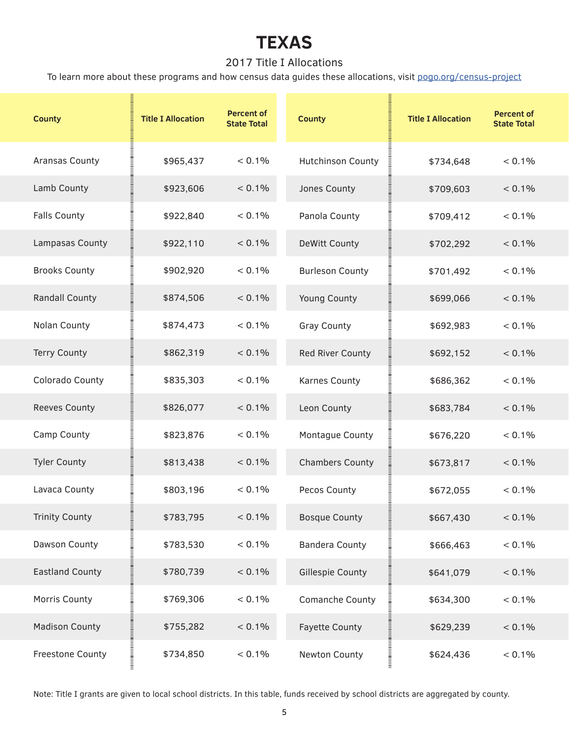# TEXAS

2017 Title I Allocations

To learn more about these programs and how census data guides these allocations, visit pogo.org/census-project

| County | Title I Allocation | Percent of State Total |
|---|---|---|
| Aransas County | $965,437 | < 0.1% |
| Lamb County | $923,606 | < 0.1% |
| Falls County | $922,840 | < 0.1% |
| Lampasas County | $922,110 | < 0.1% |
| Brooks County | $902,920 | < 0.1% |
| Randall County | $874,506 | < 0.1% |
| Nolan County | $874,473 | < 0.1% |
| Terry County | $862,319 | < 0.1% |
| Colorado County | $835,303 | < 0.1% |
| Reeves County | $826,077 | < 0.1% |
| Camp County | $823,876 | < 0.1% |
| Tyler County | $813,438 | < 0.1% |
| Lavaca County | $803,196 | < 0.1% |
| Trinity County | $783,795 | < 0.1% |
| Dawson County | $783,530 | < 0.1% |
| Eastland County | $780,739 | < 0.1% |
| Morris County | $769,306 | < 0.1% |
| Madison County | $755,282 | < 0.1% |
| Freestone County | $734,850 | < 0.1% |
| Hutchinson County | $734,648 | < 0.1% |
| Jones County | $709,603 | < 0.1% |
| Panola County | $709,412 | < 0.1% |
| DeWitt County | $702,292 | < 0.1% |
| Burleson County | $701,492 | < 0.1% |
| Young County | $699,066 | < 0.1% |
| Gray County | $692,983 | < 0.1% |
| Red River County | $692,152 | < 0.1% |
| Karnes County | $686,362 | < 0.1% |
| Leon County | $683,784 | < 0.1% |
| Montague County | $676,220 | < 0.1% |
| Chambers County | $673,817 | < 0.1% |
| Pecos County | $672,055 | < 0.1% |
| Bosque County | $667,430 | < 0.1% |
| Bandera County | $666,463 | < 0.1% |
| Gillespie County | $641,079 | < 0.1% |
| Comanche County | $634,300 | < 0.1% |
| Fayette County | $629,239 | < 0.1% |
| Newton County | $624,436 | < 0.1% |

Note: Title I grants are given to local school districts. In this table, funds received by school districts are aggregated by county.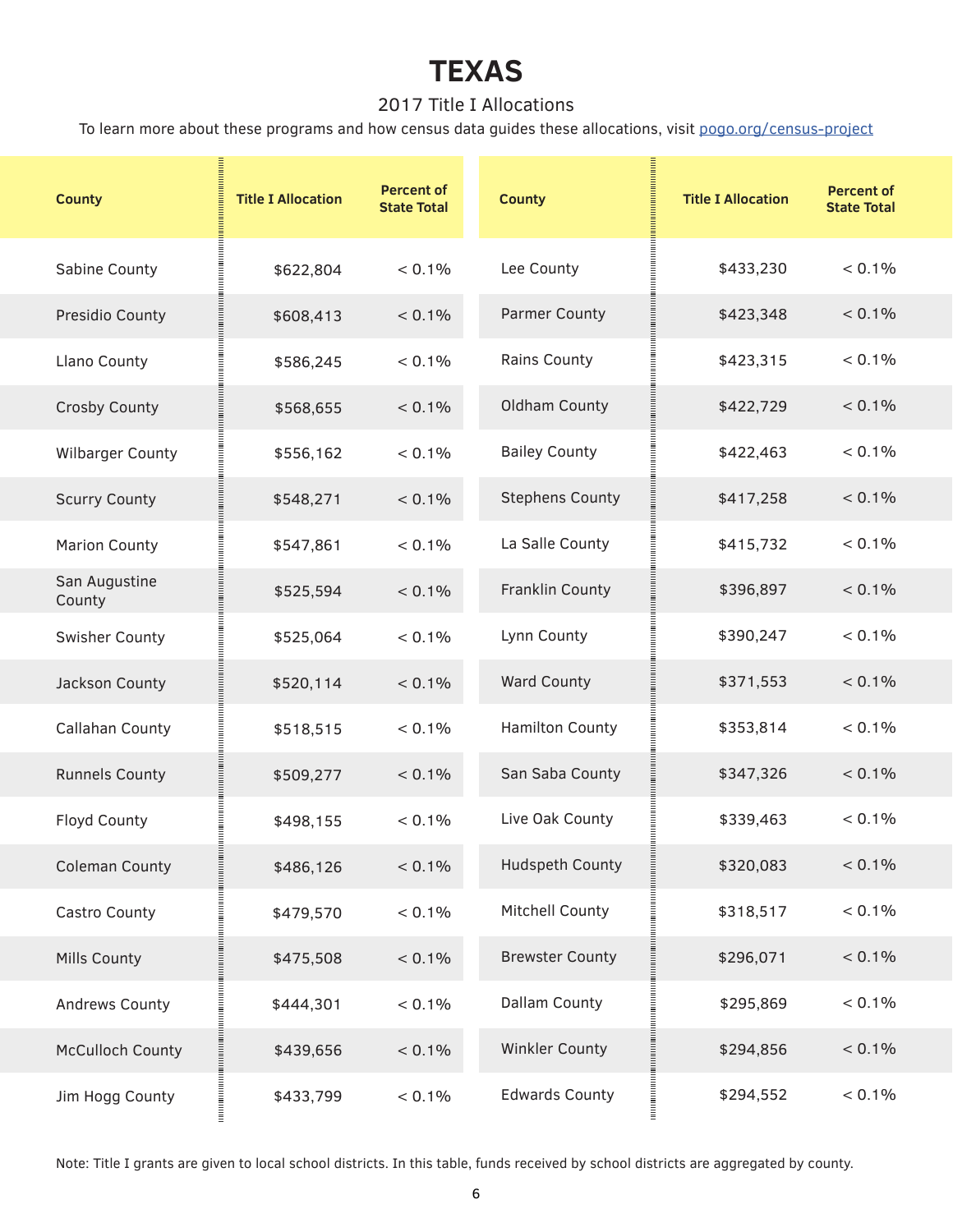# TEXAS

2017 Title I Allocations

To learn more about these programs and how census data guides these allocations, visit pogo.org/census-project

| County | Title I Allocation | Percent of State Total |
|---|---|---|
| Sabine County | $622,804 | < 0.1% |
| Presidio County | $608,413 | < 0.1% |
| Llano County | $586,245 | < 0.1% |
| Crosby County | $568,655 | < 0.1% |
| Wilbarger County | $556,162 | < 0.1% |
| Scurry County | $548,271 | < 0.1% |
| Marion County | $547,861 | < 0.1% |
| San Augustine County | $525,594 | < 0.1% |
| Swisher County | $525,064 | < 0.1% |
| Jackson County | $520,114 | < 0.1% |
| Callahan County | $518,515 | < 0.1% |
| Runnels County | $509,277 | < 0.1% |
| Floyd County | $498,155 | < 0.1% |
| Coleman County | $486,126 | < 0.1% |
| Castro County | $479,570 | < 0.1% |
| Mills County | $475,508 | < 0.1% |
| Andrews County | $444,301 | < 0.1% |
| McCulloch County | $439,656 | < 0.1% |
| Jim Hogg County | $433,799 | < 0.1% |
| Lee County | $433,230 | < 0.1% |
| Parmer County | $423,348 | < 0.1% |
| Rains County | $423,315 | < 0.1% |
| Oldham County | $422,729 | < 0.1% |
| Bailey County | $422,463 | < 0.1% |
| Stephens County | $417,258 | < 0.1% |
| La Salle County | $415,732 | < 0.1% |
| Franklin County | $396,897 | < 0.1% |
| Lynn County | $390,247 | < 0.1% |
| Ward County | $371,553 | < 0.1% |
| Hamilton County | $353,814 | < 0.1% |
| San Saba County | $347,326 | < 0.1% |
| Live Oak County | $339,463 | < 0.1% |
| Hudspeth County | $320,083 | < 0.1% |
| Mitchell County | $318,517 | < 0.1% |
| Brewster County | $296,071 | < 0.1% |
| Dallam County | $295,869 | < 0.1% |
| Winkler County | $294,856 | < 0.1% |
| Edwards County | $294,552 | < 0.1% |

Note: Title I grants are given to local school districts. In this table, funds received by school districts are aggregated by county.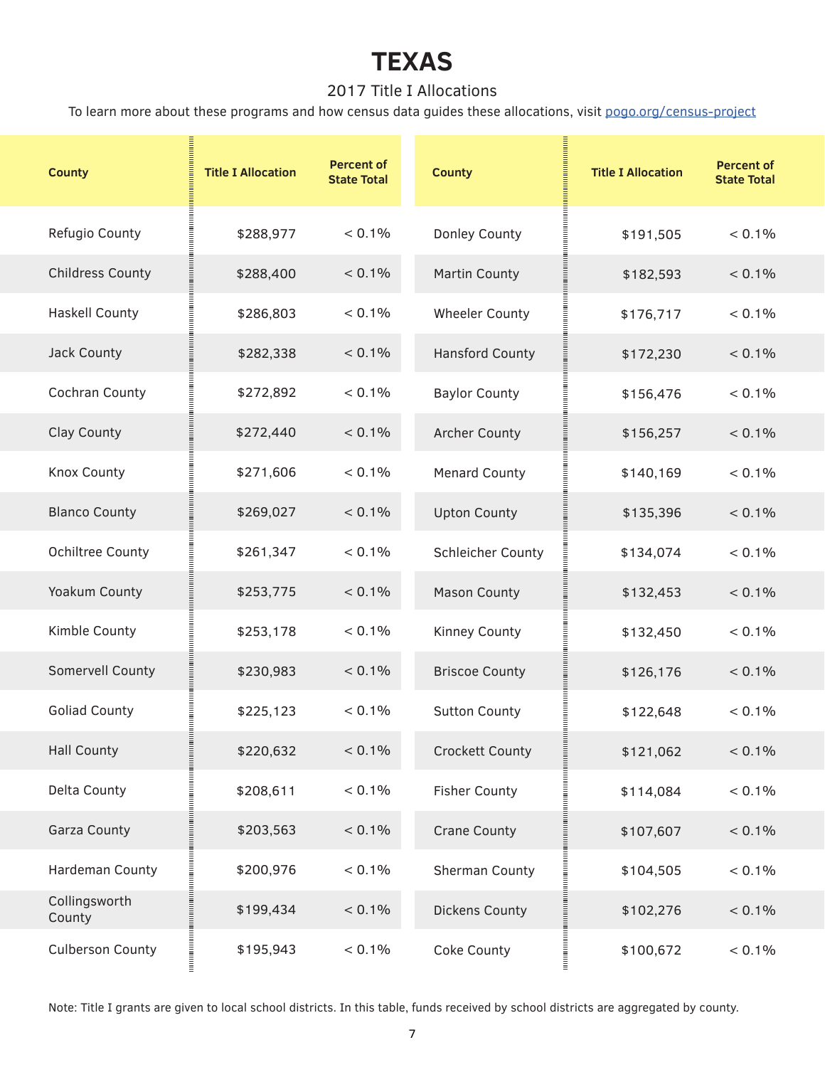# TEXAS

2017 Title I Allocations

To learn more about these programs and how census data guides these allocations, visit pogo.org/census-project

| County | Title I Allocation | Percent of State Total |
|---|---|---|
| Refugio County | $288,977 | < 0.1% |
| Childress County | $288,400 | < 0.1% |
| Haskell County | $286,803 | < 0.1% |
| Jack County | $282,338 | < 0.1% |
| Cochran County | $272,892 | < 0.1% |
| Clay County | $272,440 | < 0.1% |
| Knox County | $271,606 | < 0.1% |
| Blanco County | $269,027 | < 0.1% |
| Ochiltree County | $261,347 | < 0.1% |
| Yoakum County | $253,775 | < 0.1% |
| Kimble County | $253,178 | < 0.1% |
| Somervell County | $230,983 | < 0.1% |
| Goliad County | $225,123 | < 0.1% |
| Hall County | $220,632 | < 0.1% |
| Delta County | $208,611 | < 0.1% |
| Garza County | $203,563 | < 0.1% |
| Hardeman County | $200,976 | < 0.1% |
| Collingsworth County | $199,434 | < 0.1% |
| Culberson County | $195,943 | < 0.1% |
| Donley County | $191,505 | < 0.1% |
| Martin County | $182,593 | < 0.1% |
| Wheeler County | $176,717 | < 0.1% |
| Hansford County | $172,230 | < 0.1% |
| Baylor County | $156,476 | < 0.1% |
| Archer County | $156,257 | < 0.1% |
| Menard County | $140,169 | < 0.1% |
| Upton County | $135,396 | < 0.1% |
| Schleicher County | $134,074 | < 0.1% |
| Mason County | $132,453 | < 0.1% |
| Kinney County | $132,450 | < 0.1% |
| Briscoe County | $126,176 | < 0.1% |
| Sutton County | $122,648 | < 0.1% |
| Crockett County | $121,062 | < 0.1% |
| Fisher County | $114,084 | < 0.1% |
| Crane County | $107,607 | < 0.1% |
| Sherman County | $104,505 | < 0.1% |
| Dickens County | $102,276 | < 0.1% |
| Coke County | $100,672 | < 0.1% |

Note: Title I grants are given to local school districts. In this table, funds received by school districts are aggregated by county.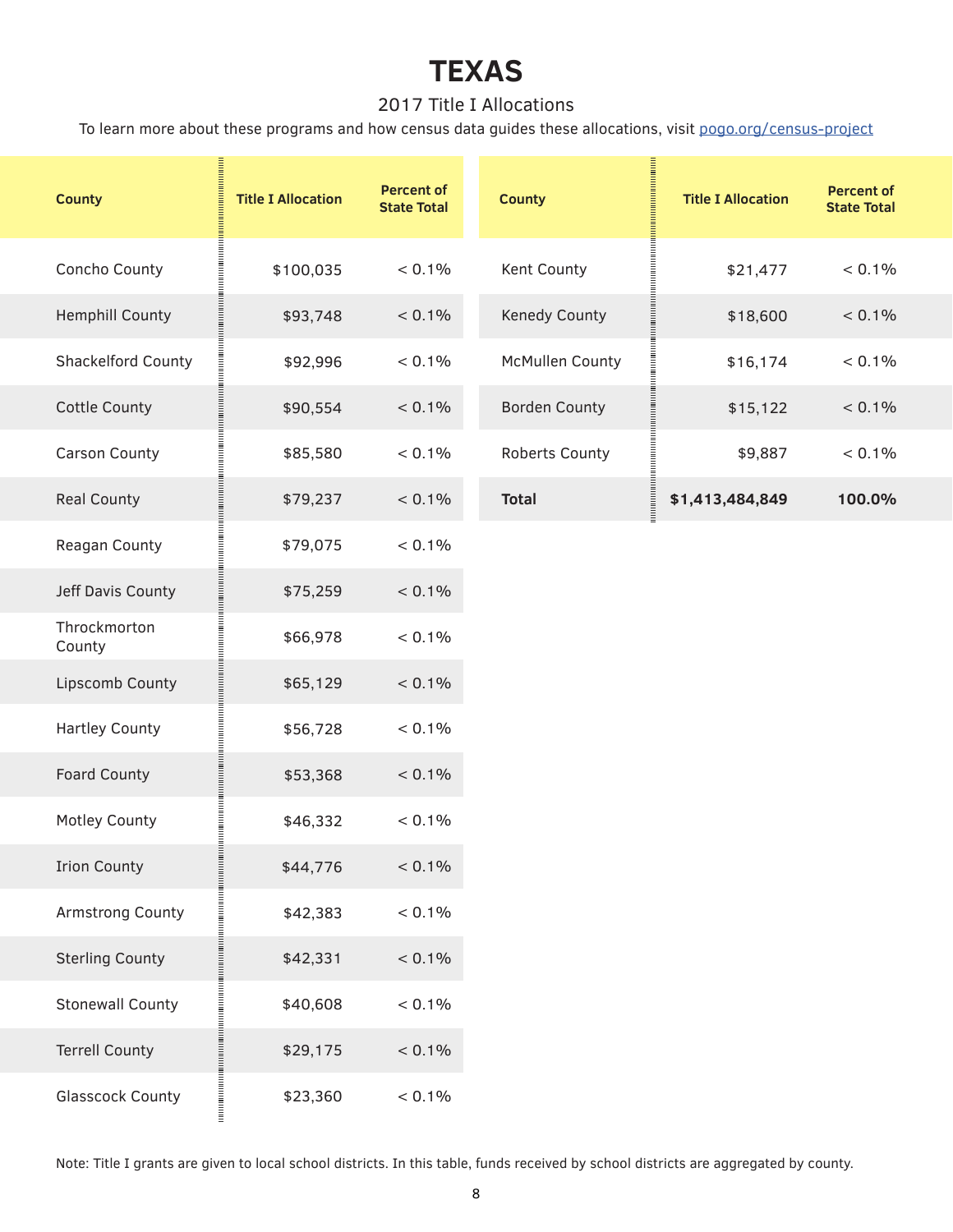# TEXAS

2017 Title I Allocations

To learn more about these programs and how census data guides these allocations, visit pogo.org/census-project

| County | Title I Allocation | Percent of State Total |
|---|---|---|
| Concho County | $100,035 | < 0.1% |
| Hemphill County | $93,748 | < 0.1% |
| Shackelford County | $92,996 | < 0.1% |
| Cottle County | $90,554 | < 0.1% |
| Carson County | $85,580 | < 0.1% |
| Real County | $79,237 | < 0.1% |
| Reagan County | $79,075 | < 0.1% |
| Jeff Davis County | $75,259 | < 0.1% |
| Throckmorton County | $66,978 | < 0.1% |
| Lipscomb County | $65,129 | < 0.1% |
| Hartley County | $56,728 | < 0.1% |
| Foard County | $53,368 | < 0.1% |
| Motley County | $46,332 | < 0.1% |
| Irion County | $44,776 | < 0.1% |
| Armstrong County | $42,383 | < 0.1% |
| Sterling County | $42,331 | < 0.1% |
| Stonewall County | $40,608 | < 0.1% |
| Terrell County | $29,175 | < 0.1% |
| Glasscock County | $23,360 | < 0.1% |
| Kent County | $21,477 | < 0.1% |
| Kenedy County | $18,600 | < 0.1% |
| McMullen County | $16,174 | < 0.1% |
| Borden County | $15,122 | < 0.1% |
| Roberts County | $9,887 | < 0.1% |
| **Total** | **$1,413,484,849** | **100.0%** |

Note: Title I grants are given to local school districts. In this table, funds received by school districts are aggregated by county.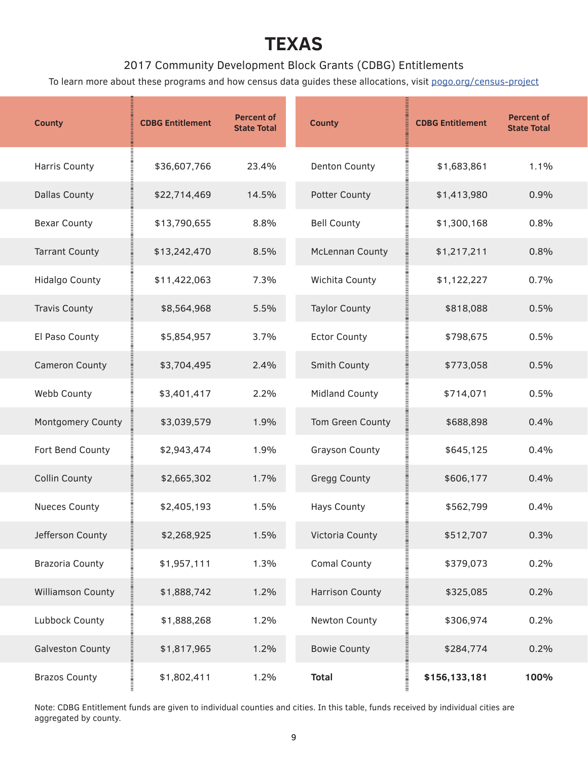# TEXAS

2017 Community Development Block Grants (CDBG) Entitlements

To learn more about these programs and how census data guides these allocations, visit pogo.org/census-project

| County | CDBG Entitlement | Percent of State Total |
|---|---|---|
| Harris County | $36,607,766 | 23.4% |
| Dallas County | $22,714,469 | 14.5% |
| Bexar County | $13,790,655 | 8.8% |
| Tarrant County | $13,242,470 | 8.5% |
| Hidalgo County | $11,422,063 | 7.3% |
| Travis County | $8,564,968 | 5.5% |
| El Paso County | $5,854,957 | 3.7% |
| Cameron County | $3,704,495 | 2.4% |
| Webb County | $3,401,417 | 2.2% |
| Montgomery County | $3,039,579 | 1.9% |
| Fort Bend County | $2,943,474 | 1.9% |
| Collin County | $2,665,302 | 1.7% |
| Nueces County | $2,405,193 | 1.5% |
| Jefferson County | $2,268,925 | 1.5% |
| Brazoria County | $1,957,111 | 1.3% |
| Williamson County | $1,888,742 | 1.2% |
| Lubbock County | $1,888,268 | 1.2% |
| Galveston County | $1,817,965 | 1.2% |
| Brazos County | $1,802,411 | 1.2% |
| Denton County | $1,683,861 | 1.1% |
| Potter County | $1,413,980 | 0.9% |
| Bell County | $1,300,168 | 0.8% |
| McLennan County | $1,217,211 | 0.8% |
| Wichita County | $1,122,227 | 0.7% |
| Taylor County | $818,088 | 0.5% |
| Ector County | $798,675 | 0.5% |
| Smith County | $773,058 | 0.5% |
| Midland County | $714,071 | 0.5% |
| Tom Green County | $688,898 | 0.4% |
| Grayson County | $645,125 | 0.4% |
| Gregg County | $606,177 | 0.4% |
| Hays County | $562,799 | 0.4% |
| Victoria County | $512,707 | 0.3% |
| Comal County | $379,073 | 0.2% |
| Harrison County | $325,085 | 0.2% |
| Newton County | $306,974 | 0.2% |
| Bowie County | $284,774 | 0.2% |
| **Total** | **$156,133,181** | **100%** |

Note: CDBG Entitlement funds are given to individual counties and cities. In this table, funds received by individual cities are aggregated by county.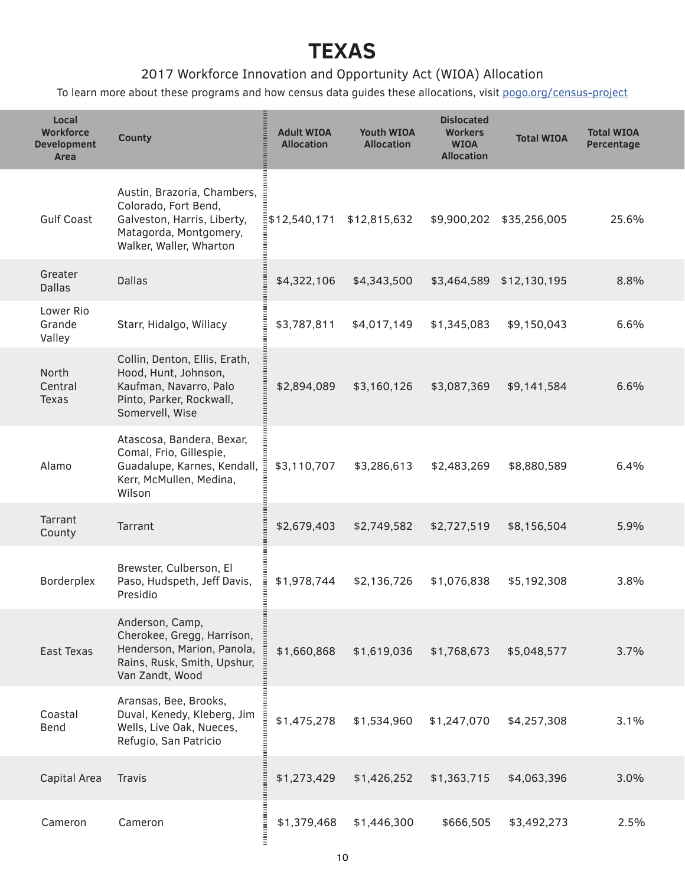# TEXAS

2017 Workforce Innovation and Opportunity Act (WIOA) Allocation

To learn more about these programs and how census data guides these allocations, visit pogo.org/census-project

| Local Workforce Development Area | County | Adult WIOA Allocation | Youth WIOA Allocation | Dislocated Workers WIOA Allocation | Total WIOA | Total WIOA Percentage |
|---|---|---|---|---|---|---|
| Gulf Coast | Austin, Brazoria, Chambers, Colorado, Fort Bend, Galveston, Harris, Liberty, Matagorda, Montgomery, Walker, Waller, Wharton | $12,540,171 | $12,815,632 | $9,900,202 | $35,256,005 | 25.6% |
| Greater Dallas | Dallas | $4,322,106 | $4,343,500 | $3,464,589 | $12,130,195 | 8.8% |
| Lower Rio Grande Valley | Starr, Hidalgo, Willacy | $3,787,811 | $4,017,149 | $1,345,083 | $9,150,043 | 6.6% |
| North Central Texas | Collin, Denton, Ellis, Erath, Hood, Hunt, Johnson, Kaufman, Navarro, Palo Pinto, Parker, Rockwall, Somervell, Wise | $2,894,089 | $3,160,126 | $3,087,369 | $9,141,584 | 6.6% |
| Alamo | Atascosa, Bandera, Bexar, Comal, Frio, Gillespie, Guadalupe, Karnes, Kendall, Kerr, McMullen, Medina, Wilson | $3,110,707 | $3,286,613 | $2,483,269 | $8,880,589 | 6.4% |
| Tarrant County | Tarrant | $2,679,403 | $2,749,582 | $2,727,519 | $8,156,504 | 5.9% |
| Borderplex | Brewster, Culberson, El Paso, Hudspeth, Jeff Davis, Presidio | $1,978,744 | $2,136,726 | $1,076,838 | $5,192,308 | 3.8% |
| East Texas | Anderson, Camp, Cherokee, Gregg, Harrison, Henderson, Marion, Panola, Rains, Rusk, Smith, Upshur, Van Zandt, Wood | $1,660,868 | $1,619,036 | $1,768,673 | $5,048,577 | 3.7% |
| Coastal Bend | Aransas, Bee, Brooks, Duval, Kenedy, Kleberg, Jim Wells, Live Oak, Nueces, Refugio, San Patricio | $1,475,278 | $1,534,960 | $1,247,070 | $4,257,308 | 3.1% |
| Capital Area | Travis | $1,273,429 | $1,426,252 | $1,363,715 | $4,063,396 | 3.0% |
| Cameron | Cameron | $1,379,468 | $1,446,300 | $666,505 | $3,492,273 | 2.5% |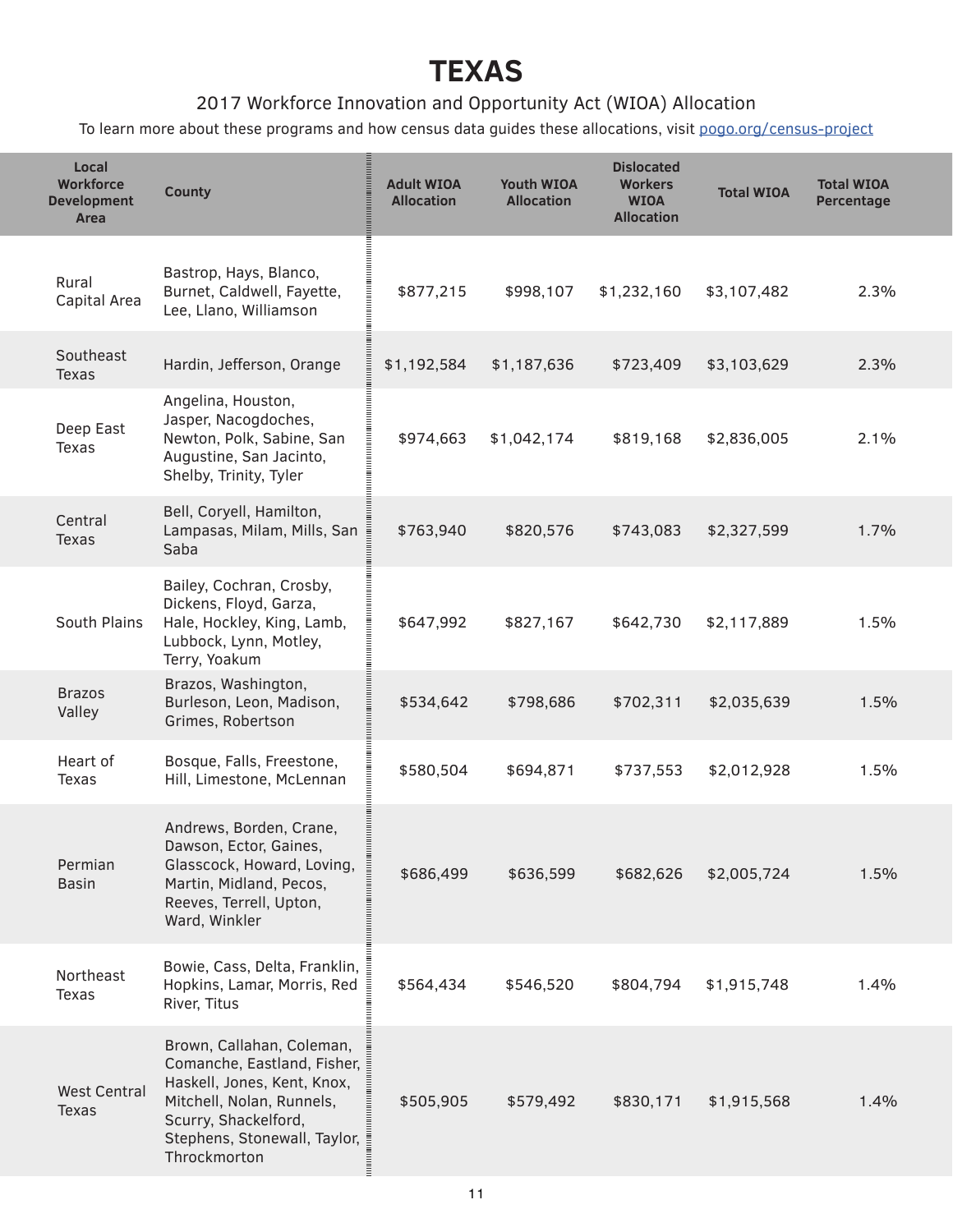# TEXAS

2017 Workforce Innovation and Opportunity Act (WIOA) Allocation

To learn more about these programs and how census data guides these allocations, visit pogo.org/census-project

| Local Workforce Development Area | County | Adult WIOA Allocation | Youth WIOA Allocation | Dislocated Workers WIOA Allocation | Total WIOA | Total WIOA Percentage |
|---|---|---|---|---|---|---|
| Rural Capital Area | Bastrop, Hays, Blanco, Burnet, Caldwell, Fayette, Lee, Llano, Williamson | $877,215 | $998,107 | $1,232,160 | $3,107,482 | 2.3% |
| Southeast Texas | Hardin, Jefferson, Orange | $1,192,584 | $1,187,636 | $723,409 | $3,103,629 | 2.3% |
| Deep East Texas | Angelina, Houston, Jasper, Nacogdoches, Newton, Polk, Sabine, San Augustine, San Jacinto, Shelby, Trinity, Tyler | $974,663 | $1,042,174 | $819,168 | $2,836,005 | 2.1% |
| Central Texas | Bell, Coryell, Hamilton, Lampasas, Milam, Mills, San Saba | $763,940 | $820,576 | $743,083 | $2,327,599 | 1.7% |
| South Plains | Bailey, Cochran, Crosby, Dickens, Floyd, Garza, Hale, Hockley, King, Lamb, Lubbock, Lynn, Motley, Terry, Yoakum | $647,992 | $827,167 | $642,730 | $2,117,889 | 1.5% |
| Brazos Valley | Brazos, Washington, Burleson, Leon, Madison, Grimes, Robertson | $534,642 | $798,686 | $702,311 | $2,035,639 | 1.5% |
| Heart of Texas | Bosque, Falls, Freestone, Hill, Limestone, McLennan | $580,504 | $694,871 | $737,553 | $2,012,928 | 1.5% |
| Permian Basin | Andrews, Borden, Crane, Dawson, Ector, Gaines, Glasscock, Howard, Loving, Martin, Midland, Pecos, Reeves, Terrell, Upton, Ward, Winkler | $686,499 | $636,599 | $682,626 | $2,005,724 | 1.5% |
| Northeast Texas | Bowie, Cass, Delta, Franklin, Hopkins, Lamar, Morris, Red River, Titus | $564,434 | $546,520 | $804,794 | $1,915,748 | 1.4% |
| West Central Texas | Brown, Callahan, Coleman, Comanche, Eastland, Fisher, Haskell, Jones, Kent, Knox, Mitchell, Nolan, Runnels, Scurry, Shackelford, Stephens, Stonewall, Taylor, Throckmorton | $505,905 | $579,492 | $830,171 | $1,915,568 | 1.4% |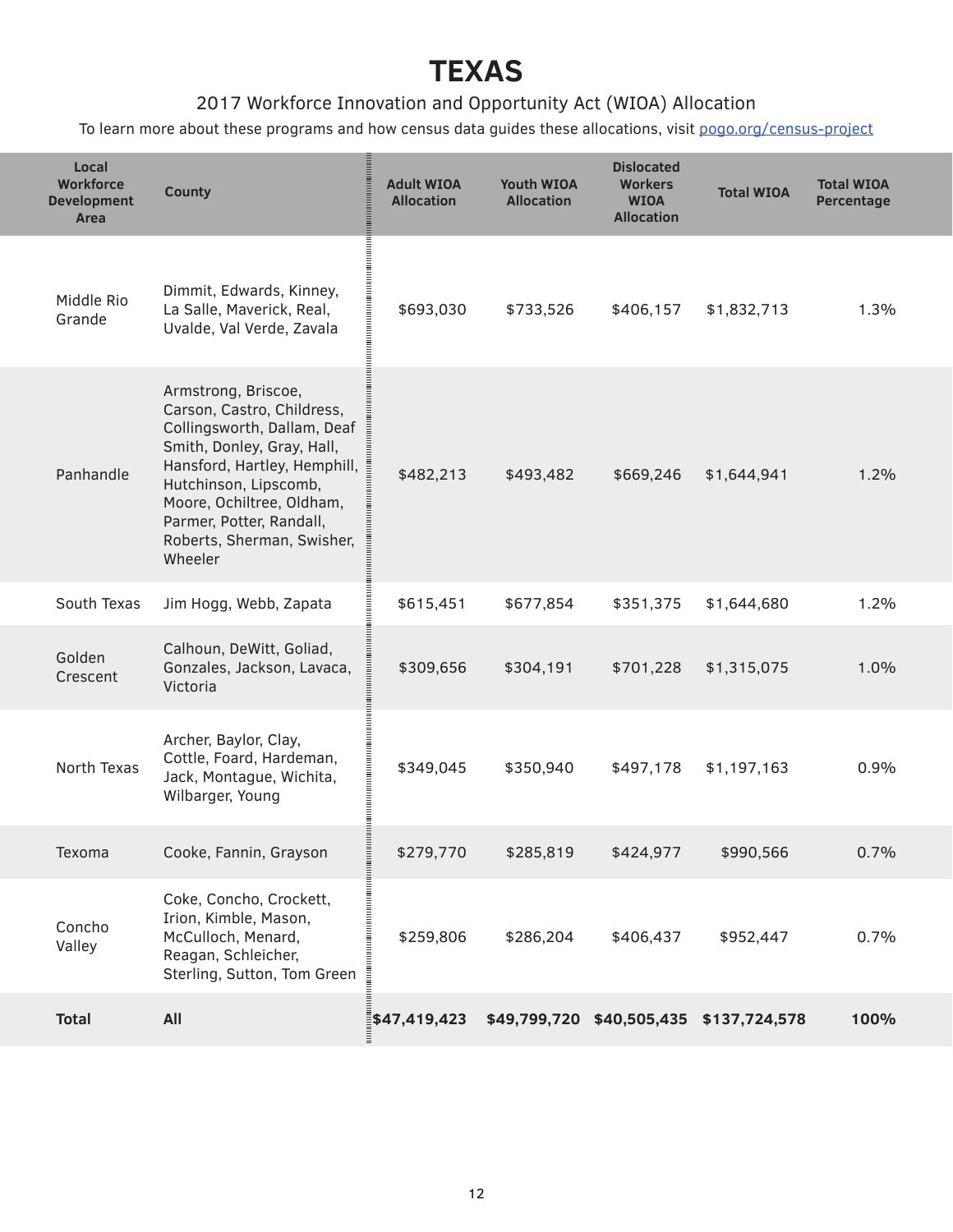# TEXAS

2017 Workforce Innovation and Opportunity Act (WIOA) Allocation

To learn more about these programs and how census data guides these allocations, visit pogo.org/census-project

| Local Workforce Development Area | County | Adult WIOA Allocation | Youth WIOA Allocation | Dislocated Workers WIOA Allocation | Total WIOA | Total WIOA Percentage |
|---|---|---|---|---|---|---|
| Middle Rio Grande | Dimmit, Edwards, Kinney, La Salle, Maverick, Real, Uvalde, Val Verde, Zavala | $693,030 | $733,526 | $406,157 | $1,832,713 | 1.3% |
| Panhandle | Armstrong, Briscoe, Carson, Castro, Childress, Collingsworth, Dallam, Deaf Smith, Donley, Gray, Hall, Hansford, Hartley, Hemphill, Hutchinson, Lipscomb, Moore, Ochiltree, Oldham, Parmer, Potter, Randall, Roberts, Sherman, Swisher, Wheeler | $482,213 | $493,482 | $669,246 | $1,644,941 | 1.2% |
| South Texas | Jim Hogg, Webb, Zapata | $615,451 | $677,854 | $351,375 | $1,644,680 | 1.2% |
| Golden Crescent | Calhoun, DeWitt, Goliad, Gonzales, Jackson, Lavaca, Victoria | $309,656 | $304,191 | $701,228 | $1,315,075 | 1.0% |
| North Texas | Archer, Baylor, Clay, Cottle, Foard, Hardeman, Jack, Montague, Wichita, Wilbarger, Young | $349,045 | $350,940 | $497,178 | $1,197,163 | 0.9% |
| Texoma | Cooke, Fannin, Grayson | $279,770 | $285,819 | $424,977 | $990,566 | 0.7% |
| Concho Valley | Coke, Concho, Crockett, Irion, Kimble, Mason, McCulloch, Menard, Reagan, Schleicher, Sterling, Sutton, Tom Green | $259,806 | $286,204 | $406,437 | $952,447 | 0.7% |
| **Total** | **All** | **$47,419,423** | **$49,799,720** | **$40,505,435** | **$137,724,578** | **100%** |